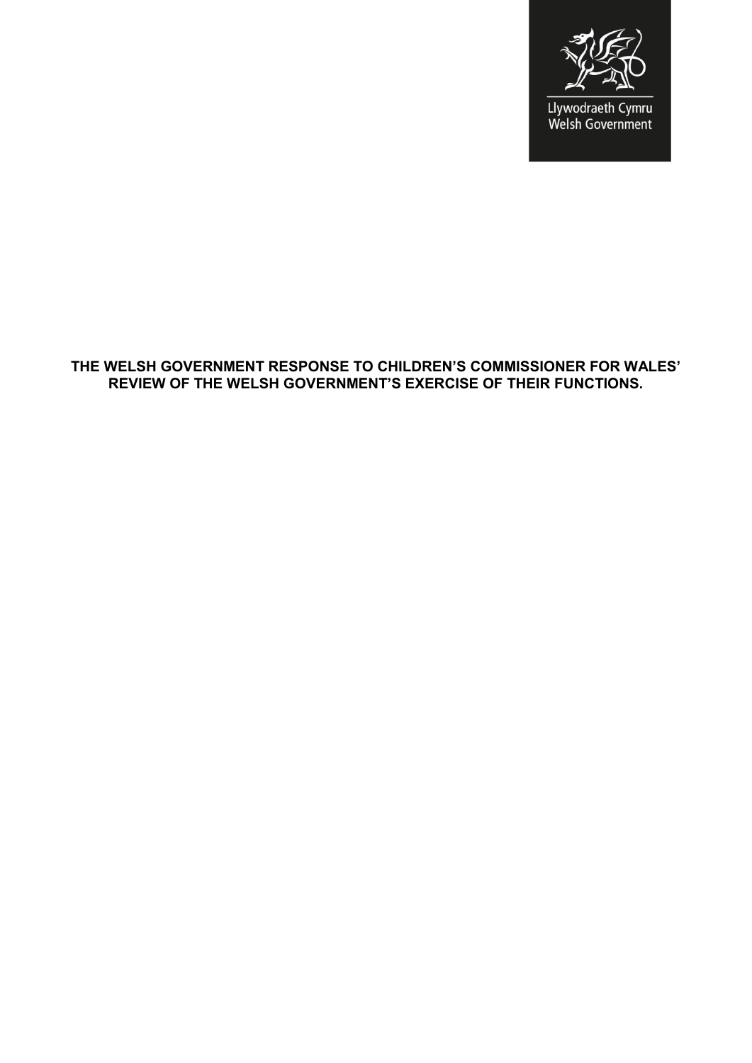Llywodraeth Cymru
Welsh Government

**THE WELSH GOVERNMENT RESPONSE TO CHILDREN'S COMMISSIONER FOR WALES' REVIEW OF THE WELSH GOVERNMENT'S EXERCISE OF THEIR FUNCTIONS.**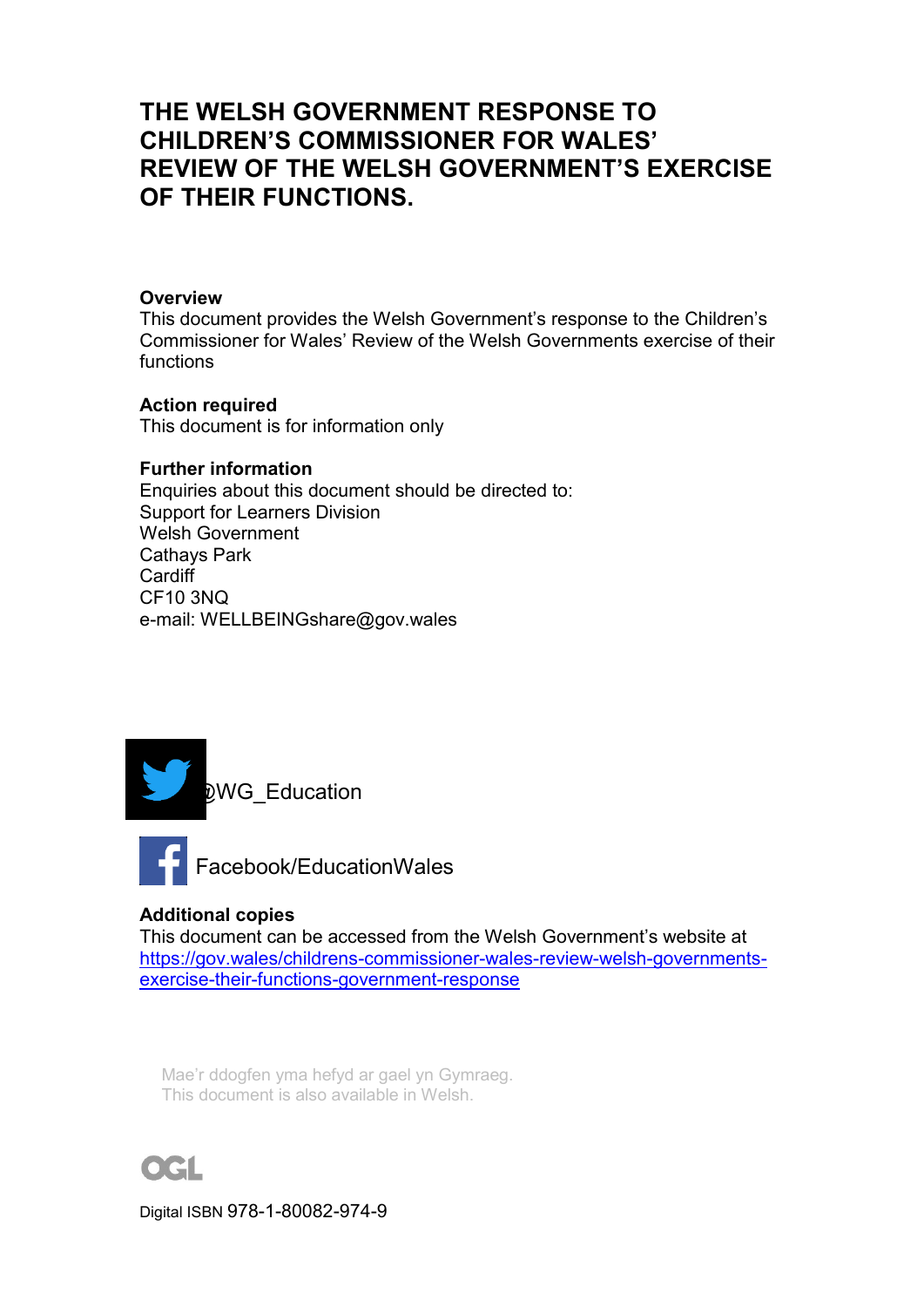# THE WELSH GOVERNMENT RESPONSE TO CHILDREN'S COMMISSIONER FOR WALES' REVIEW OF THE WELSH GOVERNMENT'S EXERCISE OF THEIR FUNCTIONS.

**Overview**
This document provides the Welsh Government's response to the Children's Commissioner for Wales' Review of the Welsh Governments exercise of their functions

**Action required**
This document is for information only

**Further information**
Enquiries about this document should be directed to:
Support for Learners Division
Welsh Government
Cathays Park
Cardiff
CF10 3NQ
e-mail: WELLBEINGshare@gov.wales

@WG_Education

Facebook/EducationWales

**Additional copies**
This document can be accessed from the Welsh Government's website at [https://gov.wales/childrens-commissioner-wales-review-welsh-governments-exercise-their-functions-government-response](https://gov.wales/childrens-commissioner-wales-review-welsh-governments-exercise-their-functions-government-response)

Mae'r ddogfen yma hefyd ar gael yn Gymraeg.
This document is also available in Welsh.

Digital ISBN 978-1-80082-974-9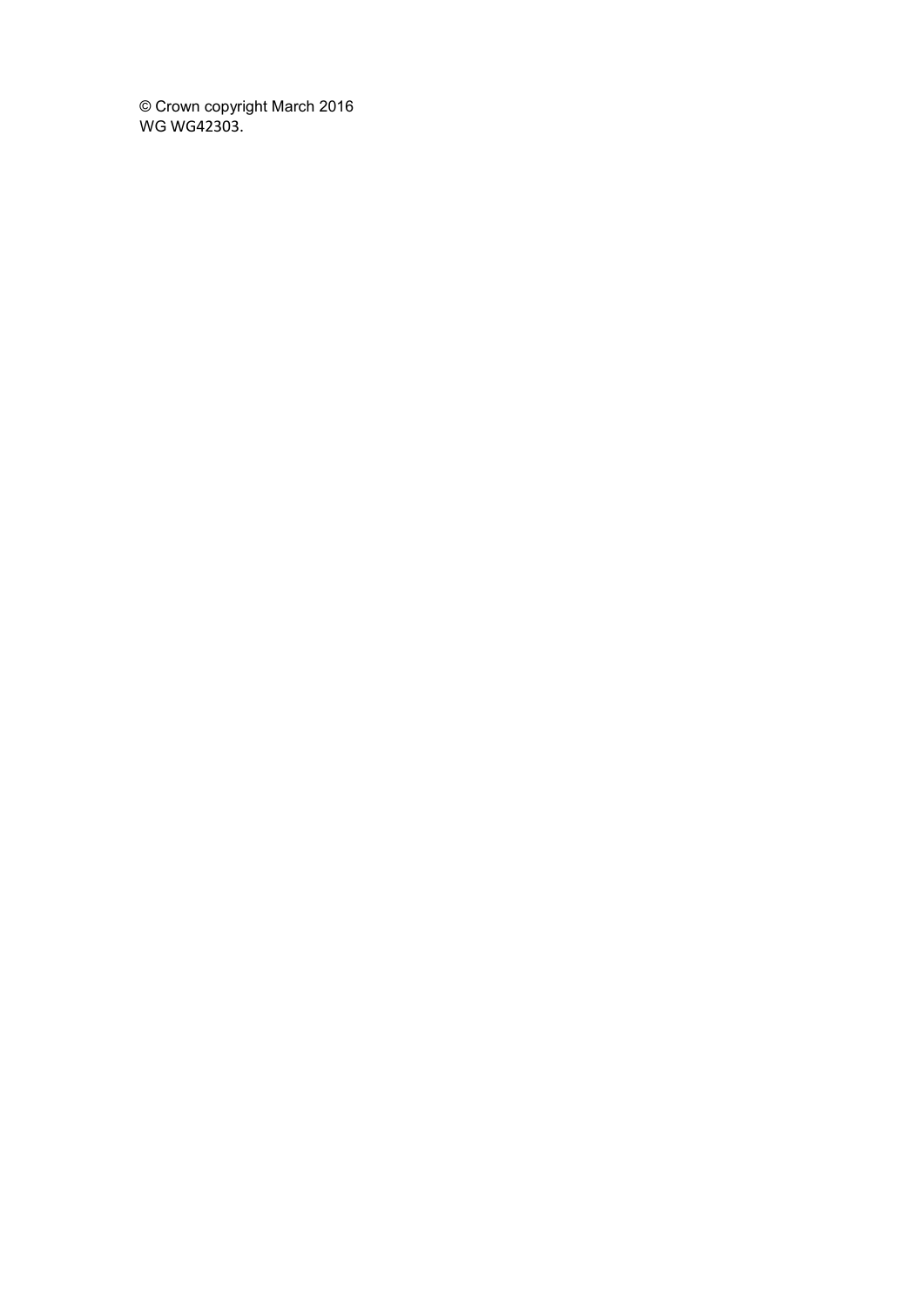© Crown copyright March 2016
WG WG42303.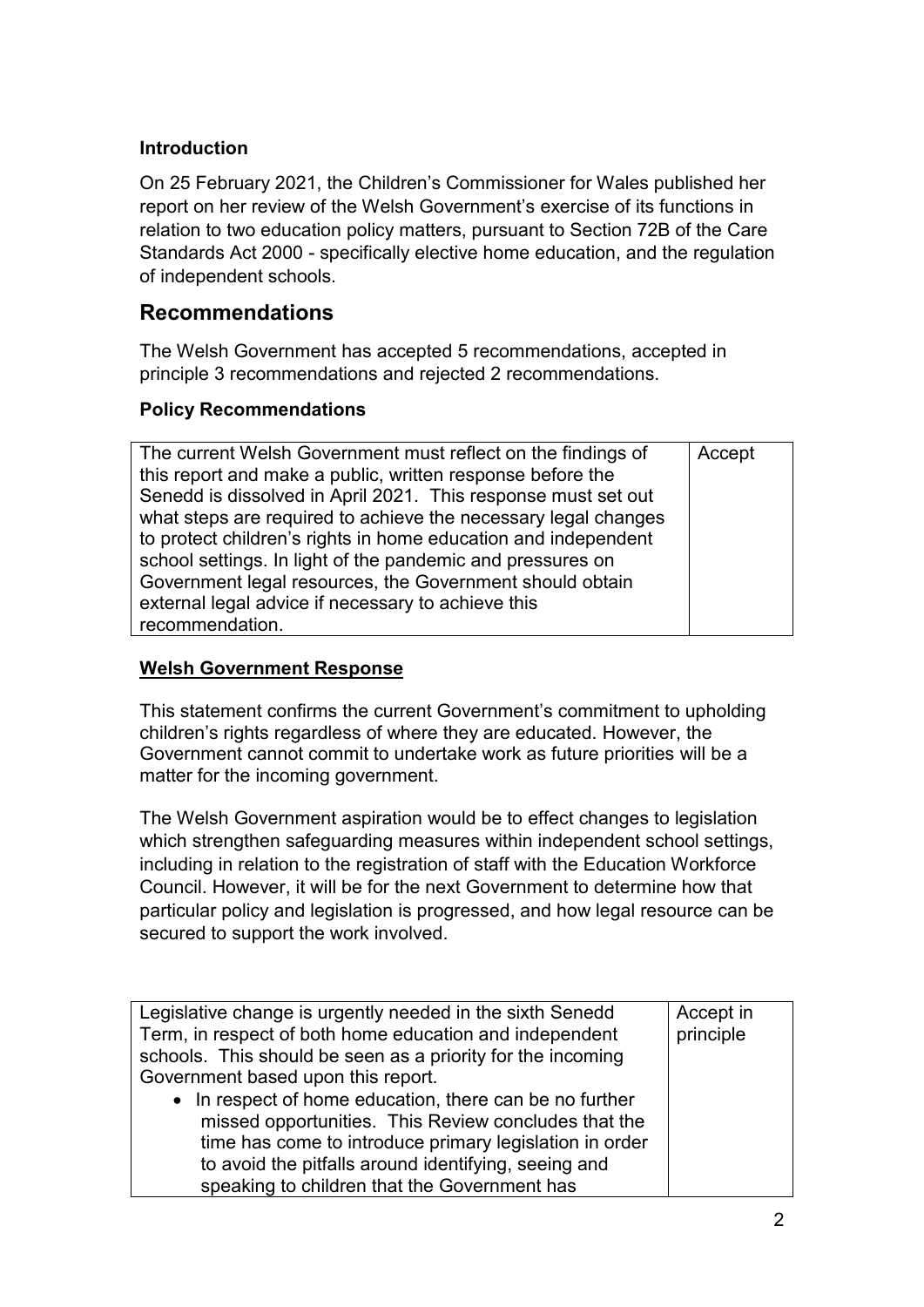### Introduction

On 25 February 2021, the Children's Commissioner for Wales published her report on her review of the Welsh Government's exercise of its functions in relation to two education policy matters, pursuant to Section 72B of the Care Standards Act 2000 - specifically elective home education, and the regulation of independent schools.

## Recommendations

The Welsh Government has accepted 5 recommendations, accepted in principle 3 recommendations and rejected 2 recommendations.

### Policy Recommendations

| | |
|---|---|
| The current Welsh Government must reflect on the findings of this report and make a public, written response before the Senedd is dissolved in April 2021. This response must set out what steps are required to achieve the necessary legal changes to protect children's rights in home education and independent school settings. In light of the pandemic and pressures on Government legal resources, the Government should obtain external legal advice if necessary to achieve this recommendation. | Accept |

**<u>Welsh Government Response</u>**

This statement confirms the current Government's commitment to upholding children's rights regardless of where they are educated. However, the Government cannot commit to undertake work as future priorities will be a matter for the incoming government.

The Welsh Government aspiration would be to effect changes to legislation which strengthen safeguarding measures within independent school settings, including in relation to the registration of staff with the Education Workforce Council. However, it will be for the next Government to determine how that particular policy and legislation is progressed, and how legal resource can be secured to support the work involved.

| | |
|---|---|
| Legislative change is urgently needed in the sixth Senedd Term, in respect of both home education and independent schools. This should be seen as a priority for the incoming Government based upon this report.<br>• In respect of home education, there can be no further missed opportunities. This Review concludes that the time has come to introduce primary legislation in order to avoid the pitfalls around identifying, seeing and speaking to children that the Government has | Accept in principle |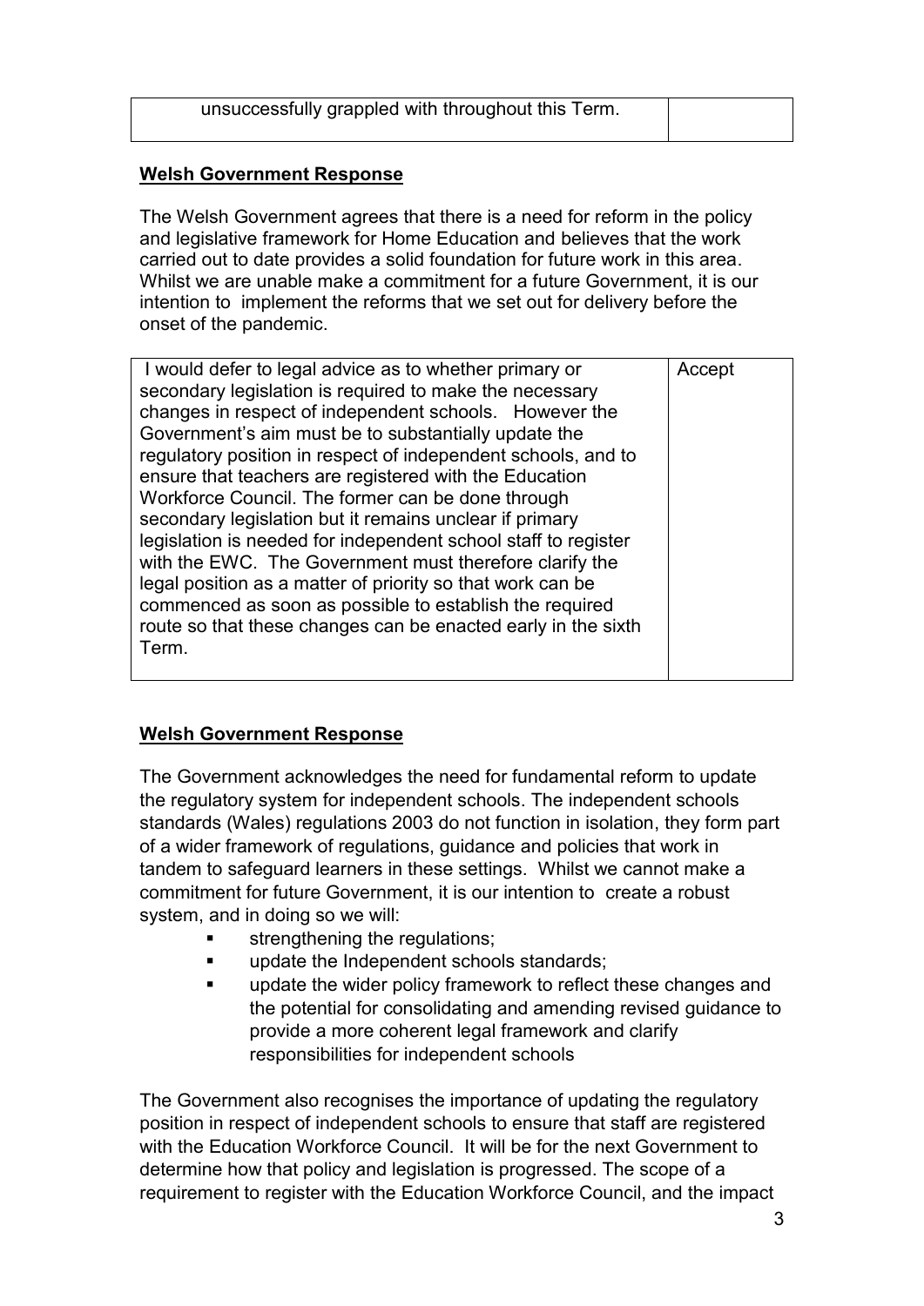| unsuccessfully grappled with throughout this Term. | |
|---|---|

**Welsh Government Response**

The Welsh Government agrees that there is a need for reform in the policy and legislative framework for Home Education and believes that the work carried out to date provides a solid foundation for future work in this area. Whilst we are unable make a commitment for a future Government, it is our intention to implement the reforms that we set out for delivery before the onset of the pandemic.

| I would defer to legal advice as to whether primary or secondary legislation is required to make the necessary changes in respect of independent schools. However the Government's aim must be to substantially update the regulatory position in respect of independent schools, and to ensure that teachers are registered with the Education Workforce Council. The former can be done through secondary legislation but it remains unclear if primary legislation is needed for independent school staff to register with the EWC. The Government must therefore clarify the legal position as a matter of priority so that work can be commenced as soon as possible to establish the required route so that these changes can be enacted early in the sixth Term. | Accept |
|---|---|

**Welsh Government Response**

The Government acknowledges the need for fundamental reform to update the regulatory system for independent schools. The independent schools standards (Wales) regulations 2003 do not function in isolation, they form part of a wider framework of regulations, guidance and policies that work in tandem to safeguard learners in these settings. Whilst we cannot make a commitment for future Government, it is our intention to create a robust system, and in doing so we will:

- strengthening the regulations;
- update the Independent schools standards;
- update the wider policy framework to reflect these changes and the potential for consolidating and amending revised guidance to provide a more coherent legal framework and clarify responsibilities for independent schools

The Government also recognises the importance of updating the regulatory position in respect of independent schools to ensure that staff are registered with the Education Workforce Council. It will be for the next Government to determine how that policy and legislation is progressed. The scope of a requirement to register with the Education Workforce Council, and the impact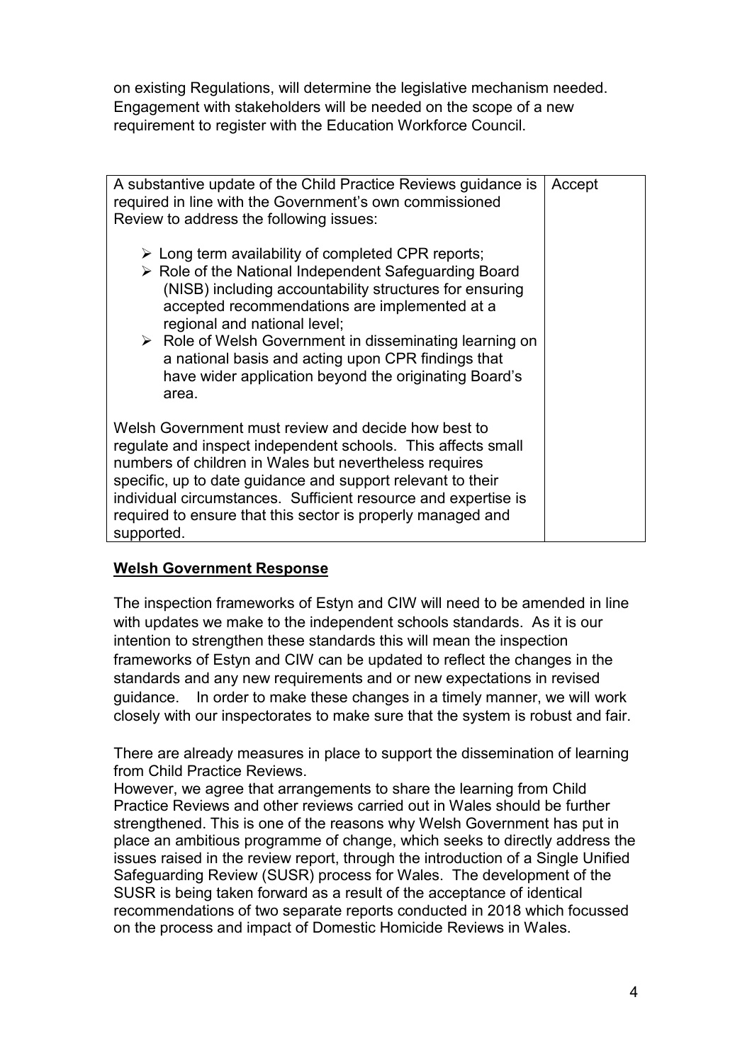on existing Regulations, will determine the legislative mechanism needed. Engagement with stakeholders will be needed on the scope of a new requirement to register with the Education Workforce Council.

| | |
|---|---|
| A substantive update of the Child Practice Reviews guidance is required in line with the Government's own commissioned Review to address the following issues:<br><br>➢ Long term availability of completed CPR reports;<br>➢ Role of the National Independent Safeguarding Board (NISB) including accountability structures for ensuring accepted recommendations are implemented at a regional and national level;<br>➢ Role of Welsh Government in disseminating learning on a national basis and acting upon CPR findings that have wider application beyond the originating Board's area.<br><br>Welsh Government must review and decide how best to regulate and inspect independent schools. This affects small numbers of children in Wales but nevertheless requires specific, up to date guidance and support relevant to their individual circumstances. Sufficient resource and expertise is required to ensure that this sector is properly managed and supported. | Accept |

**Welsh Government Response**

The inspection frameworks of Estyn and CIW will need to be amended in line with updates we make to the independent schools standards. As it is our intention to strengthen these standards this will mean the inspection frameworks of Estyn and CIW can be updated to reflect the changes in the standards and any new requirements and or new expectations in revised guidance. In order to make these changes in a timely manner, we will work closely with our inspectorates to make sure that the system is robust and fair.

There are already measures in place to support the dissemination of learning from Child Practice Reviews.
However, we agree that arrangements to share the learning from Child Practice Reviews and other reviews carried out in Wales should be further strengthened. This is one of the reasons why Welsh Government has put in place an ambitious programme of change, which seeks to directly address the issues raised in the review report, through the introduction of a Single Unified Safeguarding Review (SUSR) process for Wales. The development of the SUSR is being taken forward as a result of the acceptance of identical recommendations of two separate reports conducted in 2018 which focussed on the process and impact of Domestic Homicide Reviews in Wales.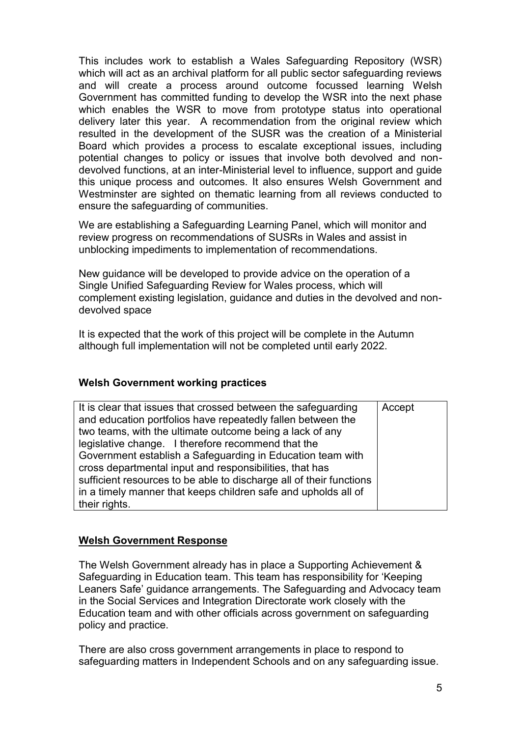This includes work to establish a Wales Safeguarding Repository (WSR) which will act as an archival platform for all public sector safeguarding reviews and will create a process around outcome focussed learning Welsh Government has committed funding to develop the WSR into the next phase which enables the WSR to move from prototype status into operational delivery later this year. A recommendation from the original review which resulted in the development of the SUSR was the creation of a Ministerial Board which provides a process to escalate exceptional issues, including potential changes to policy or issues that involve both devolved and non-devolved functions, at an inter-Ministerial level to influence, support and guide this unique process and outcomes. It also ensures Welsh Government and Westminster are sighted on thematic learning from all reviews conducted to ensure the safeguarding of communities.

We are establishing a Safeguarding Learning Panel, which will monitor and review progress on recommendations of SUSRs in Wales and assist in unblocking impediments to implementation of recommendations.

New guidance will be developed to provide advice on the operation of a Single Unified Safeguarding Review for Wales process, which will complement existing legislation, guidance and duties in the devolved and non-devolved space

It is expected that the work of this project will be complete in the Autumn although full implementation will not be completed until early 2022.

## Welsh Government working practices

| | |
|---|---|
| It is clear that issues that crossed between the safeguarding and education portfolios have repeatedly fallen between the two teams, with the ultimate outcome being a lack of any legislative change. I therefore recommend that the Government establish a Safeguarding in Education team with cross departmental input and responsibilities, that has sufficient resources to be able to discharge all of their functions in a timely manner that keeps children safe and upholds all of their rights. | Accept |

## Welsh Government Response

The Welsh Government already has in place a Supporting Achievement & Safeguarding in Education team. This team has responsibility for 'Keeping Leaners Safe' guidance arrangements. The Safeguarding and Advocacy team in the Social Services and Integration Directorate work closely with the Education team and with other officials across government on safeguarding policy and practice.

There are also cross government arrangements in place to respond to safeguarding matters in Independent Schools and on any safeguarding issue.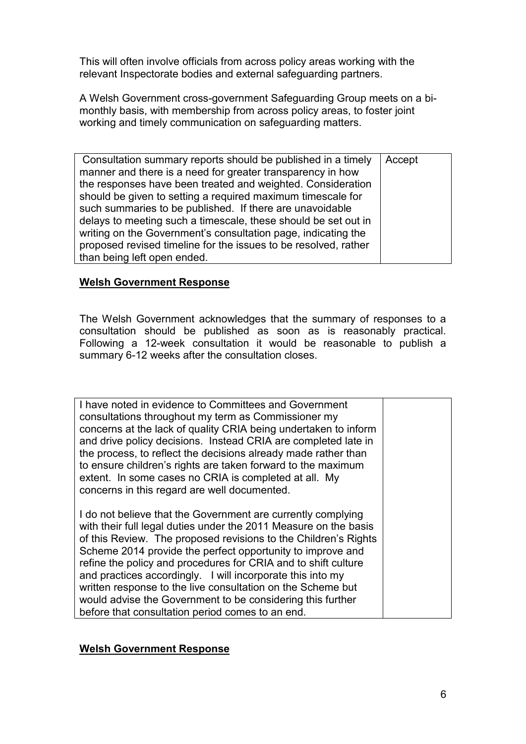This will often involve officials from across policy areas working with the relevant Inspectorate bodies and external safeguarding partners.

A Welsh Government cross-government Safeguarding Group meets on a bi-monthly basis, with membership from across policy areas, to foster joint working and timely communication on safeguarding matters.

| | |
|---|---|
| Consultation summary reports should be published in a timely manner and there is a need for greater transparency in how the responses have been treated and weighted. Consideration should be given to setting a required maximum timescale for such summaries to be published. If there are unavoidable delays to meeting such a timescale, these should be set out in writing on the Government's consultation page, indicating the proposed revised timeline for the issues to be resolved, rather than being left open ended. | Accept |

**Welsh Government Response**

The Welsh Government acknowledges that the summary of responses to a consultation should be published as soon as is reasonably practical. Following a 12-week consultation it would be reasonable to publish a summary 6-12 weeks after the consultation closes.

| | |
|---|---|
| I have noted in evidence to Committees and Government consultations throughout my term as Commissioner my concerns at the lack of quality CRIA being undertaken to inform and drive policy decisions. Instead CRIA are completed late in the process, to reflect the decisions already made rather than to ensure children's rights are taken forward to the maximum extent. In some cases no CRIA is completed at all. My concerns in this regard are well documented.<br><br>I do not believe that the Government are currently complying with their full legal duties under the 2011 Measure on the basis of this Review. The proposed revisions to the Children's Rights Scheme 2014 provide the perfect opportunity to improve and refine the policy and procedures for CRIA and to shift culture and practices accordingly. I will incorporate this into my written response to the live consultation on the Scheme but would advise the Government to be considering this further before that consultation period comes to an end. | |

**Welsh Government Response**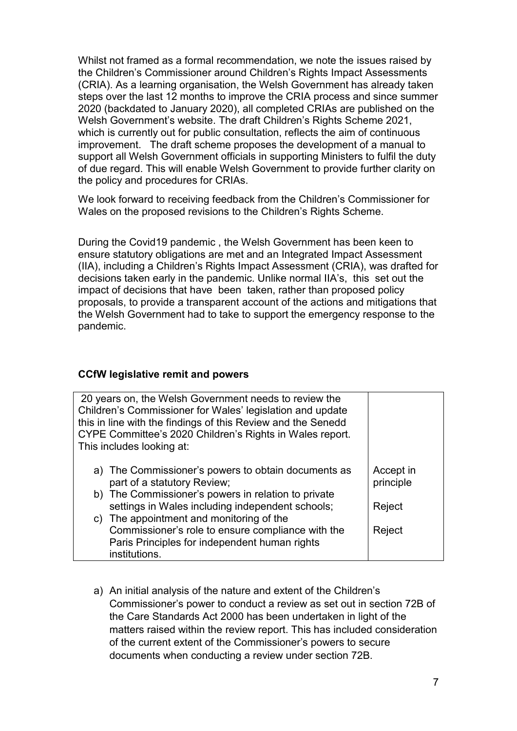Whilst not framed as a formal recommendation, we note the issues raised by the Children's Commissioner around Children's Rights Impact Assessments (CRIA). As a learning organisation, the Welsh Government has already taken steps over the last 12 months to improve the CRIA process and since summer 2020 (backdated to January 2020), all completed CRIAs are published on the Welsh Government's website. The draft Children's Rights Scheme 2021, which is currently out for public consultation, reflects the aim of continuous improvement. The draft scheme proposes the development of a manual to support all Welsh Government officials in supporting Ministers to fulfil the duty of due regard. This will enable Welsh Government to provide further clarity on the policy and procedures for CRIAs.

We look forward to receiving feedback from the Children's Commissioner for Wales on the proposed revisions to the Children's Rights Scheme.

During the Covid19 pandemic , the Welsh Government has been keen to ensure statutory obligations are met and an Integrated Impact Assessment (IIA), including a Children's Rights Impact Assessment (CRIA), was drafted for decisions taken early in the pandemic. Unlike normal IIA's, this set out the impact of decisions that have been taken, rather than proposed policy proposals, to provide a transparent account of the actions and mitigations that the Welsh Government had to take to support the emergency response to the pandemic.

**CCfW legislative remit and powers**

| | |
|---|---|
| 20 years on, the Welsh Government needs to review the Children's Commissioner for Wales' legislation and update this in line with the findings of this Review and the Senedd CYPE Committee's 2020 Children's Rights in Wales report. This includes looking at: | |
| a) The Commissioner's powers to obtain documents as part of a statutory Review; | Accept in principle |
| b) The Commissioner's powers in relation to private settings in Wales including independent schools; | Reject |
| c) The appointment and monitoring of the Commissioner's role to ensure compliance with the Paris Principles for independent human rights institutions. | Reject |

a) An initial analysis of the nature and extent of the Children's Commissioner's power to conduct a review as set out in section 72B of the Care Standards Act 2000 has been undertaken in light of the matters raised within the review report. This has included consideration of the current extent of the Commissioner's powers to secure documents when conducting a review under section 72B.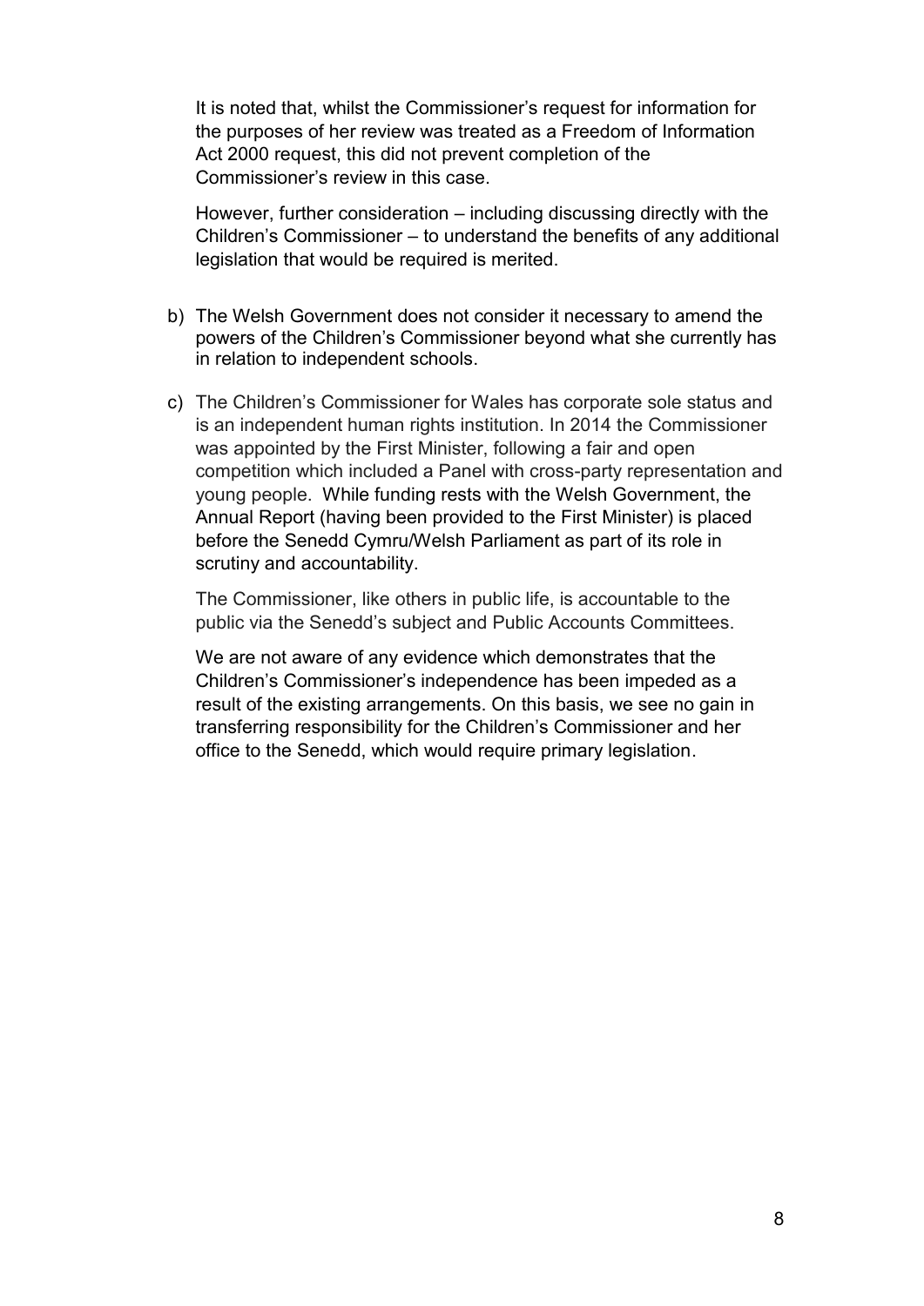It is noted that, whilst the Commissioner's request for information for the purposes of her review was treated as a Freedom of Information Act 2000 request, this did not prevent completion of the Commissioner's review in this case.

However, further consideration – including discussing directly with the Children's Commissioner – to understand the benefits of any additional legislation that would be required is merited.

b) The Welsh Government does not consider it necessary to amend the powers of the Children's Commissioner beyond what she currently has in relation to independent schools.

c) The Children's Commissioner for Wales has corporate sole status and is an independent human rights institution. In 2014 the Commissioner was appointed by the First Minister, following a fair and open competition which included a Panel with cross-party representation and young people. While funding rests with the Welsh Government, the Annual Report (having been provided to the First Minister) is placed before the Senedd Cymru/Welsh Parliament as part of its role in scrutiny and accountability.

   The Commissioner, like others in public life, is accountable to the public via the Senedd's subject and Public Accounts Committees.

   We are not aware of any evidence which demonstrates that the Children's Commissioner's independence has been impeded as a result of the existing arrangements. On this basis, we see no gain in transferring responsibility for the Children's Commissioner and her office to the Senedd, which would require primary legislation.